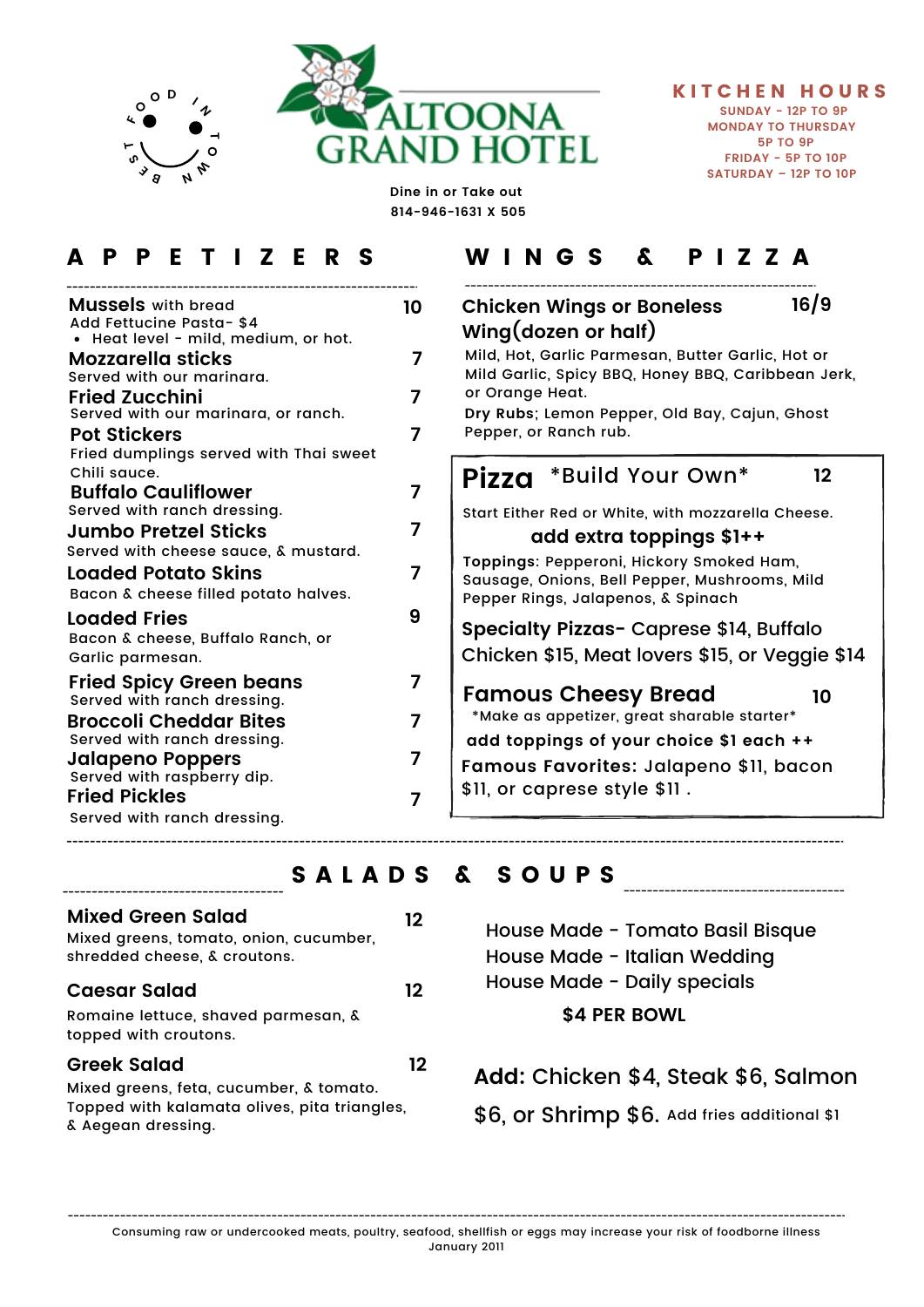FOOD IN TOWN BEST

# ALTOONA GRAND HOTEL

Dine in or Take out
814-946-1631 X 505

**KITCHEN HOURS**
SUNDAY - 12P TO 9P
MONDAY TO THURSDAY
5P TO 9P
FRIDAY - 5P TO 10P
SATURDAY – 12P TO 10P

## APPETIZERS

**Mussels** with bread — 10
Add Fettucine Pasta- $4
- Heat level - mild, medium, or hot.

**Mozzarella sticks** — 7
Served with our marinara.

**Fried Zucchini** — 7
Served with our marinara, or ranch.

**Pot Stickers** — 7
Fried dumplings served with Thai sweet Chili sauce.

**Buffalo Cauliflower** — 7
Served with ranch dressing.

**Jumbo Pretzel Sticks** — 7
Served with cheese sauce, & mustard.

**Loaded Potato Skins** — 7
Bacon & cheese filled potato halves.

**Loaded Fries** — 9
Bacon & cheese, Buffalo Ranch, or Garlic parmesan.

**Fried Spicy Green beans** — 7
Served with ranch dressing.

**Broccoli Cheddar Bites** — 7
Served with ranch dressing.

**Jalapeno Poppers** — 7
Served with raspberry dip.

**Fried Pickles** — 7
Served with ranch dressing.

## WINGS & PIZZA

**Chicken Wings or Boneless Wing(dozen or half)** — 16/9
Mild, Hot, Garlic Parmesan, Butter Garlic, Hot or Mild Garlic, Spicy BBQ, Honey BBQ, Caribbean Jerk, or Orange Heat.
**Dry Rubs**; Lemon Pepper, Old Bay, Cajun, Ghost Pepper, or Ranch rub.

**Pizza** *Build Your Own* — 12
Start Either Red or White, with mozzarella Cheese.
**add extra toppings $1++**
**Toppings**: Pepperoni, Hickory Smoked Ham, Sausage, Onions, Bell Pepper, Mushrooms, Mild Pepper Rings, Jalapenos, & Spinach

**Specialty Pizzas**- Caprese $14, Buffalo Chicken $15, Meat lovers $15, or Veggie $14

**Famous Cheesy Bread** — 10
*Make as appetizer, great sharable starter*
**add toppings of your choice $1 each ++**
**Famous Favorites:** Jalapeno $11, bacon $11, or caprese style $11 .

## SALADS & SOUPS

**Mixed Green Salad** — 12
Mixed greens, tomato, onion, cucumber, shredded cheese, & croutons.

**Caesar Salad** — 12
Romaine lettuce, shaved parmesan, & topped with croutons.

**Greek Salad** — 12
Mixed greens, feta, cucumber, & tomato. Topped with kalamata olives, pita triangles, & Aegean dressing.

House Made - Tomato Basil Bisque
House Made - Italian Wedding
House Made - Daily specials

**$4 PER BOWL**

**Add:** Chicken $4, Steak $6, Salmon $6, or Shrimp $6. Add fries additional $1

Consuming raw or undercooked meats, poultry, seafood, shellfish or eggs may increase your risk of foodborne illness
January 2011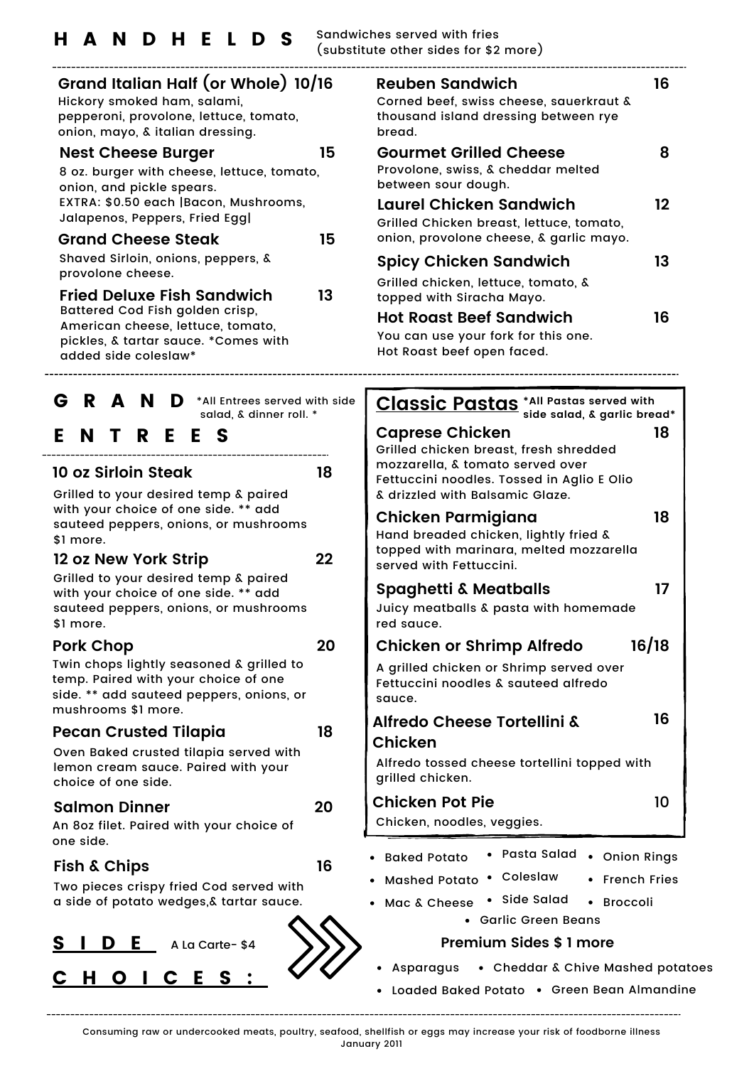## HANDHELDS

Sandwiches served with fries (substitute other sides for $2 more)

### Grand Italian Half (or Whole) 10/16
Hickory smoked ham, salami, pepperoni, provolone, lettuce, tomato, onion, mayo, & italian dressing.

### Nest Cheese Burger 15
8 oz. burger with cheese, lettuce, tomato, onion, and pickle spears.
EXTRA: $0.50 each |Bacon, Mushrooms, Jalapenos, Peppers, Fried Egg|

### Grand Cheese Steak 15
Shaved Sirloin, onions, peppers, & provolone cheese.

### Fried Deluxe Fish Sandwich 13
Battered Cod Fish golden crisp, American cheese, lettuce, tomato, pickles, & tartar sauce. *Comes with added side coleslaw*

### Reuben Sandwich 16
Corned beef, swiss cheese, sauerkraut & thousand island dressing between rye bread.

### Gourmet Grilled Cheese 8
Provolone, swiss, & cheddar melted between sour dough.

### Laurel Chicken Sandwich 12
Grilled Chicken breast, lettuce, tomato, onion, provolone cheese, & garlic mayo.

### Spicy Chicken Sandwich 13
Grilled chicken, lettuce, tomato, & topped with Siracha Mayo.

### Hot Roast Beef Sandwich 16
You can use your fork for this one.
Hot Roast beef open faced.

## GRAND ENTREES

*All Entrees served with side salad, & dinner roll. *

### 10 oz Sirloin Steak 18
Grilled to your desired temp & paired with your choice of one side. ** add sauteed peppers, onions, or mushrooms $1 more.

### 12 oz New York Strip 22
Grilled to your desired temp & paired with your choice of one side. ** add sauteed peppers, onions, or mushrooms $1 more.

### Pork Chop 20
Twin chops lightly seasoned & grilled to temp. Paired with your choice of one side. ** add sauteed peppers, onions, or mushrooms $1 more.

### Pecan Crusted Tilapia 18
Oven Baked crusted tilapia served with lemon cream sauce. Paired with your choice of one side.

### Salmon Dinner 20
An 8oz filet. Paired with your choice of one side.

### Fish & Chips 16
Two pieces crispy fried Cod served with a side of potato wedges,& tartar sauce.

## Classic Pastas

*All Pastas served with side salad, & garlic bread*

### Caprese Chicken 18
Grilled chicken breast, fresh shredded mozzarella, & tomato served over Fettuccini noodles. Tossed in Aglio E Olio & drizzled with Balsamic Glaze.

### Chicken Parmigiana 18
Hand breaded chicken, lightly fried & topped with marinara, melted mozzarella served with Fettuccini.

### Spaghetti & Meatballs 17
Juicy meatballs & pasta with homemade red sauce.

### Chicken or Shrimp Alfredo 16/18
A grilled chicken or Shrimp served over Fettuccini noodles & sauteed alfredo sauce.

### Alfredo Cheese Tortellini & Chicken 16
Alfredo tossed cheese tortellini topped with grilled chicken.

### Chicken Pot Pie 10
Chicken, noodles, veggies.

## SIDE CHOICES:

A La Carte- $4

- Baked Potato
- Mashed Potato
- Mac & Cheese
- Pasta Salad
- Coleslaw
- Side Salad
- Onion Rings
- French Fries
- Broccoli
- Garlic Green Beans

### Premium Sides $ 1 more

- Asparagus
- Cheddar & Chive Mashed potatoes
- Loaded Baked Potato
- Green Bean Almandine

Consuming raw or undercooked meats, poultry, seafood, shellfish or eggs may increase your risk of foodborne illness
January 2011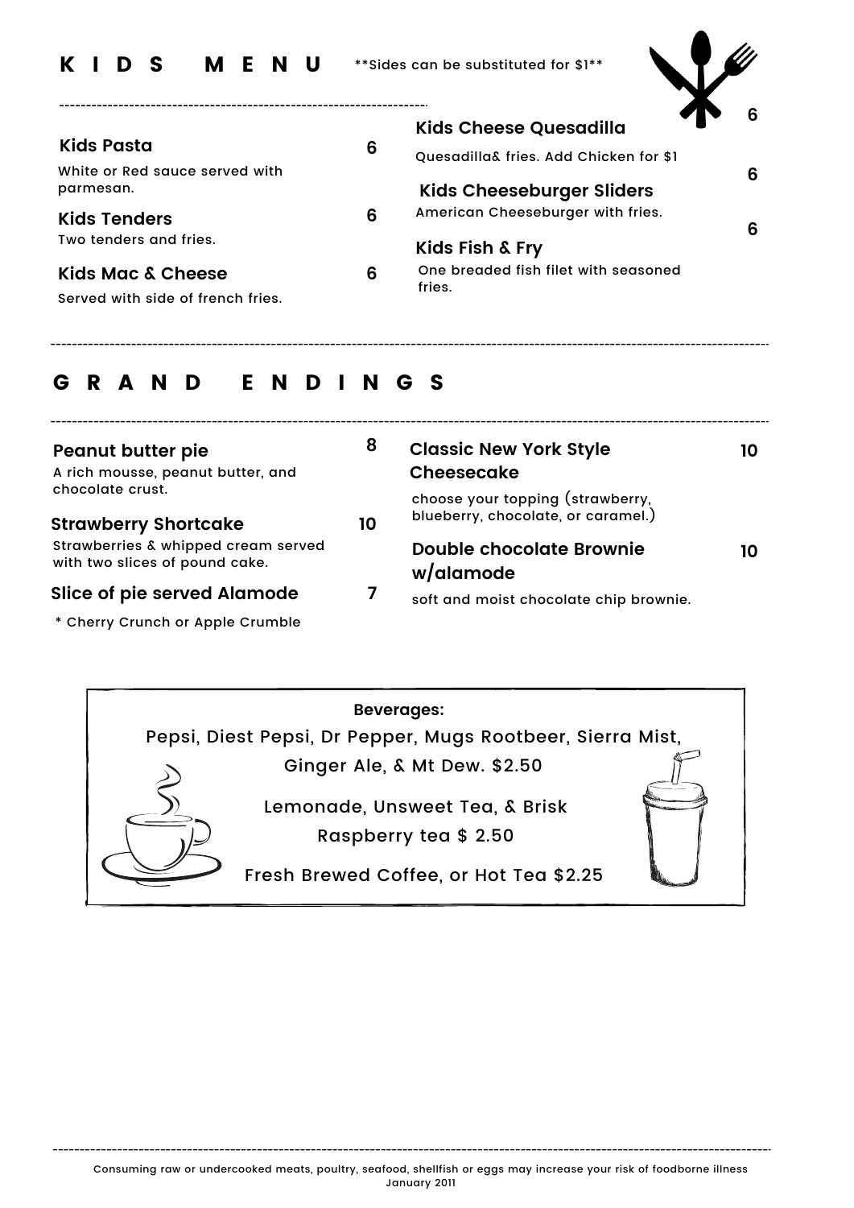## K I D S M E N U

**Sides can be substituted for $1**

**Kids Pasta** 6
White or Red sauce served with parmesan.

**Kids Tenders** 6
Two tenders and fries.

**Kids Mac & Cheese** 6
Served with side of french fries.

**Kids Cheese Quesadilla** 6
Quesadilla& fries. Add Chicken for $1

**Kids Cheeseburger Sliders** 6
American Cheeseburger with fries.

**Kids Fish & Fry** 6
One breaded fish filet with seasoned fries.

## G R A N D E N D I N G S

**Peanut butter pie** 8
A rich mousse, peanut butter, and chocolate crust.

**Strawberry Shortcake** 10
Strawberries & whipped cream served with two slices of pound cake.

**Slice of pie served Alamode** 7
* Cherry Crunch or Apple Crumble

**Classic New York Style Cheesecake** 10
choose your topping (strawberry, blueberry, chocolate, or caramel.)

**Double chocolate Brownie w/alamode** 10
soft and moist chocolate chip brownie.

**Beverages:**

Pepsi, Diest Pepsi, Dr Pepper, Mugs Rootbeer, Sierra Mist, Ginger Ale, & Mt Dew. $2.50

Lemonade, Unsweet Tea, & Brisk Raspberry tea $ 2.50

Fresh Brewed Coffee, or Hot Tea $2.25

Consuming raw or undercooked meats, poultry, seafood, shellfish or eggs may increase your risk of foodborne illness
January 2011